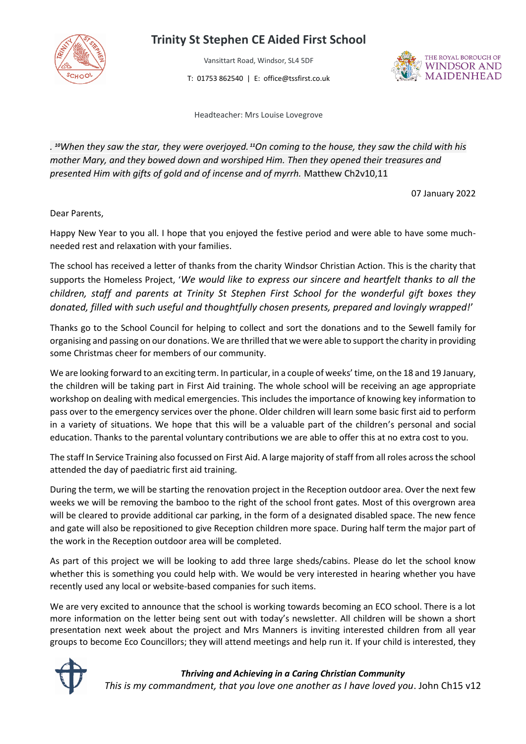# Trinity St Stephen CE Aided First School

Vansittart Road, Windsor, SL4 5DF

T: 01753 862540 | E: office@tssfirst.co.uk

Headteacher: Mrs Louise Lovegrove

*. [10]When they saw the star, they were overjoyed. [11]On coming to the house, they saw the child with his mother Mary, and they bowed down and worshiped Him. Then they opened their treasures and presented Him with gifts of gold and of incense and of myrrh.* Matthew Ch2v10,11

07 January 2022

Dear Parents,

Happy New Year to you all. I hope that you enjoyed the festive period and were able to have some much-needed rest and relaxation with your families.

The school has received a letter of thanks from the charity Windsor Christian Action. This is the charity that supports the Homeless Project, '*We would like to express our sincere and heartfelt thanks to all the children, staff and parents at Trinity St Stephen First School for the wonderful gift boxes they donated, filled with such useful and thoughtfully chosen presents, prepared and lovingly wrapped!*'

Thanks go to the School Council for helping to collect and sort the donations and to the Sewell family for organising and passing on our donations. We are thrilled that we were able to support the charity in providing some Christmas cheer for members of our community.

We are looking forward to an exciting term. In particular, in a couple of weeks' time, on the 18 and 19 January, the children will be taking part in First Aid training. The whole school will be receiving an age appropriate workshop on dealing with medical emergencies. This includes the importance of knowing key information to pass over to the emergency services over the phone. Older children will learn some basic first aid to perform in a variety of situations. We hope that this will be a valuable part of the children's personal and social education. Thanks to the parental voluntary contributions we are able to offer this at no extra cost to you.

The staff In Service Training also focussed on First Aid. A large majority of staff from all roles across the school attended the day of paediatric first aid training.

During the term, we will be starting the renovation project in the Reception outdoor area. Over the next few weeks we will be removing the bamboo to the right of the school front gates. Most of this overgrown area will be cleared to provide additional car parking, in the form of a designated disabled space. The new fence and gate will also be repositioned to give Reception children more space. During half term the major part of the work in the Reception outdoor area will be completed.

As part of this project we will be looking to add three large sheds/cabins. Please do let the school know whether this is something you could help with. We would be very interested in hearing whether you have recently used any local or website-based companies for such items.

We are very excited to announce that the school is working towards becoming an ECO school. There is a lot more information on the letter being sent out with today's newsletter. All children will be shown a short presentation next week about the project and Mrs Manners is inviting interested children from all year groups to become Eco Councillors; they will attend meetings and help run it. If your child is interested, they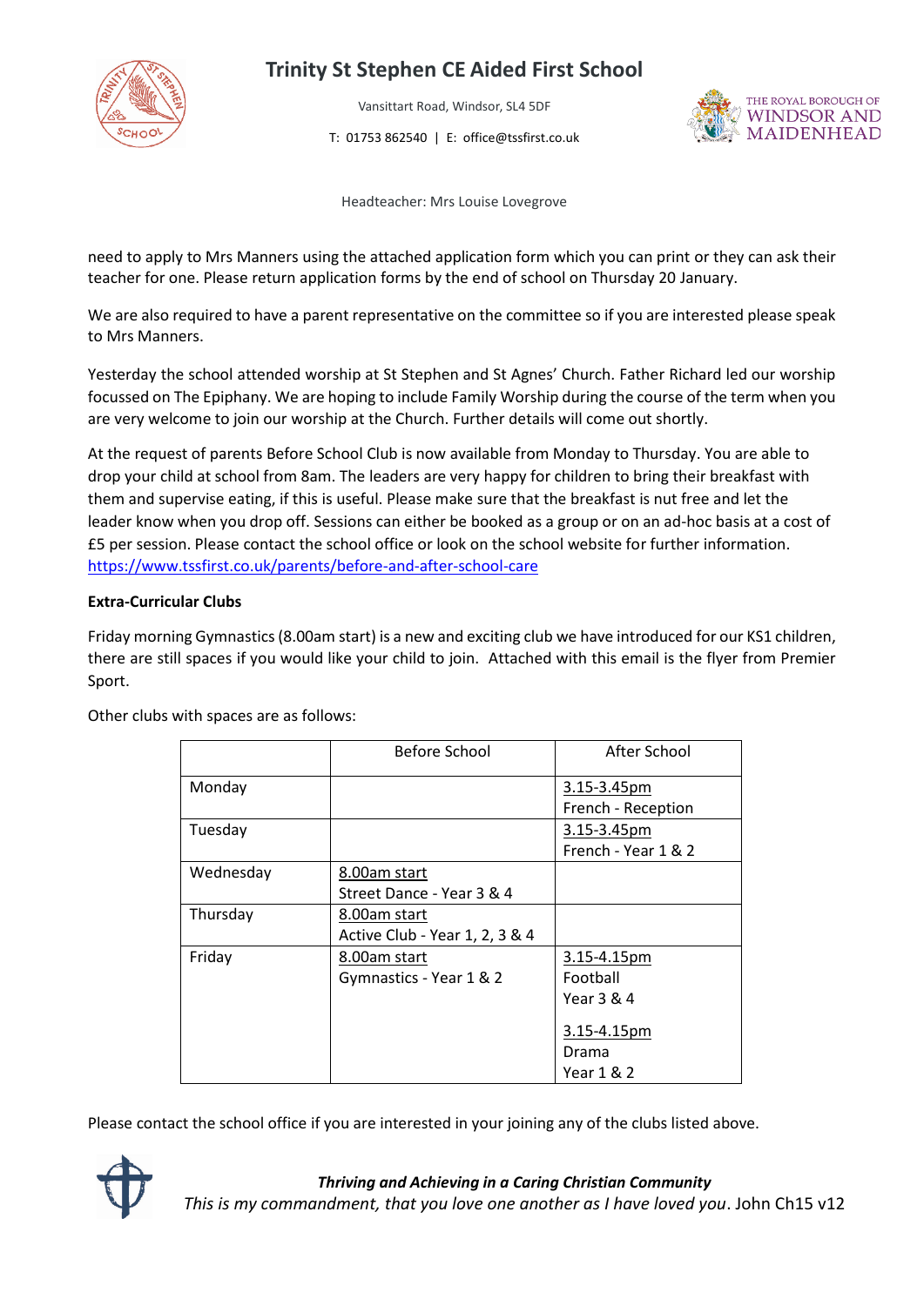need to apply to Mrs Manners using the attached application form which you can print or they can ask their teacher for one. Please return application forms by the end of school on Thursday 20 January.

We are also required to have a parent representative on the committee so if you are interested please speak to Mrs Manners.

Yesterday the school attended worship at St Stephen and St Agnes' Church. Father Richard led our worship focussed on The Epiphany. We are hoping to include Family Worship during the course of the term when you are very welcome to join our worship at the Church. Further details will come out shortly.

At the request of parents Before School Club is now available from Monday to Thursday. You are able to drop your child at school from 8am. The leaders are very happy for children to bring their breakfast with them and supervise eating, if this is useful. Please make sure that the breakfast is nut free and let the leader know when you drop off. Sessions can either be booked as a group or on an ad-hoc basis at a cost of £5 per session. Please contact the school office or look on the school website for further information. https://www.tssfirst.co.uk/parents/before-and-after-school-care

**Extra-Curricular Clubs**

Friday morning Gymnastics (8.00am start) is a new and exciting club we have introduced for our KS1 children, there are still spaces if you would like your child to join. Attached with this email is the flyer from Premier Sport.

Other clubs with spaces are as follows:

| | Before School | After School |
|---|---|---|
| Monday | | 3.15-3.45pm French - Reception |
| Tuesday | | 3.15-3.45pm French - Year 1 & 2 |
| Wednesday | 8.00am start Street Dance - Year 3 & 4 | |
| Thursday | 8.00am start Active Club - Year 1, 2, 3 & 4 | |
| Friday | 8.00am start Gymnastics - Year 1 & 2 | 3.15-4.15pm Football Year 3 & 4<br>3.15-4.15pm Drama Year 1 & 2 |

Please contact the school office if you are interested in your joining any of the clubs listed above.

***Thriving and Achieving in a Caring Christian Community***

*This is my commandment, that you love one another as I have loved you*. John Ch15 v12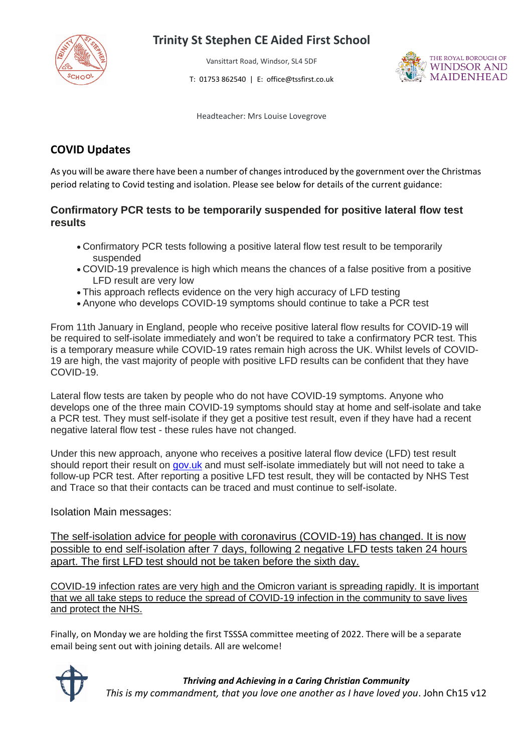# Trinity St Stephen CE Aided First School

Vansittart Road, Windsor, SL4 5DF

T: 01753 862540 | E: office@tssfirst.co.uk

THE ROYAL BOROUGH OF WINDSOR AND MAIDENHEAD

Headteacher: Mrs Louise Lovegrove

## COVID Updates

As you will be aware there have been a number of changes introduced by the government over the Christmas period relating to Covid testing and isolation. Please see below for details of the current guidance:

### Confirmatory PCR tests to be temporarily suspended for positive lateral flow test results

- Confirmatory PCR tests following a positive lateral flow test result to be temporarily suspended
- COVID-19 prevalence is high which means the chances of a false positive from a positive LFD result are very low
- This approach reflects evidence on the very high accuracy of LFD testing
- Anyone who develops COVID-19 symptoms should continue to take a PCR test

From 11th January in England, people who receive positive lateral flow results for COVID-19 will be required to self-isolate immediately and won't be required to take a confirmatory PCR test. This is a temporary measure while COVID-19 rates remain high across the UK. Whilst levels of COVID-19 are high, the vast majority of people with positive LFD results can be confident that they have COVID-19.

Lateral flow tests are taken by people who do not have COVID-19 symptoms. Anyone who develops one of the three main COVID-19 symptoms should stay at home and self-isolate and take a PCR test. They must self-isolate if they get a positive test result, even if they have had a recent negative lateral flow test - these rules have not changed.

Under this new approach, anyone who receives a positive lateral flow device (LFD) test result should report their result on gov.uk and must self-isolate immediately but will not need to take a follow-up PCR test. After reporting a positive LFD test result, they will be contacted by NHS Test and Trace so that their contacts can be traced and must continue to self-isolate.

Isolation Main messages:

The self-isolation advice for people with coronavirus (COVID-19) has changed. It is now possible to end self-isolation after 7 days, following 2 negative LFD tests taken 24 hours apart. The first LFD test should not be taken before the sixth day.

COVID-19 infection rates are very high and the Omicron variant is spreading rapidly. It is important that we all take steps to reduce the spread of COVID-19 infection in the community to save lives and protect the NHS.

Finally, on Monday we are holding the first TSSSA committee meeting of 2022. There will be a separate email being sent out with joining details. All are welcome!

***Thriving and Achieving in a Caring Christian Community***

*This is my commandment, that you love one another as I have loved you*. John Ch15 v12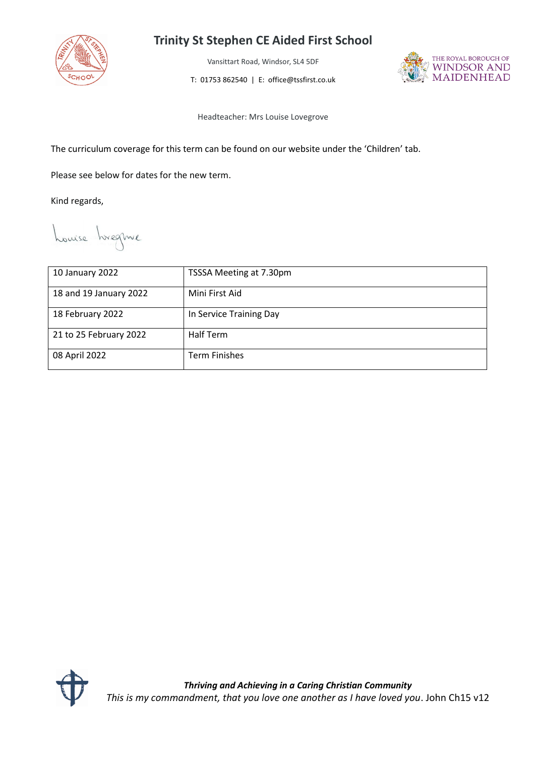# Trinity St Stephen CE Aided First School

Vansittart Road, Windsor, SL4 5DF

T: 01753 862540 | E: office@tssfirst.co.uk

Headteacher: Mrs Louise Lovegrove

The curriculum coverage for this term can be found on our website under the 'Children' tab.

Please see below for dates for the new term.

Kind regards,

Louise Lovegrove

| | |
|---|---|
| 10 January 2022 | TSSSA Meeting at 7.30pm |
| 18 and 19 January 2022 | Mini First Aid |
| 18 February 2022 | In Service Training Day |
| 21 to 25 February 2022 | Half Term |
| 08 April 2022 | Term Finishes |

***Thriving and Achieving in a Caring Christian Community***

*This is my commandment, that you love one another as I have loved you*. John Ch15 v12